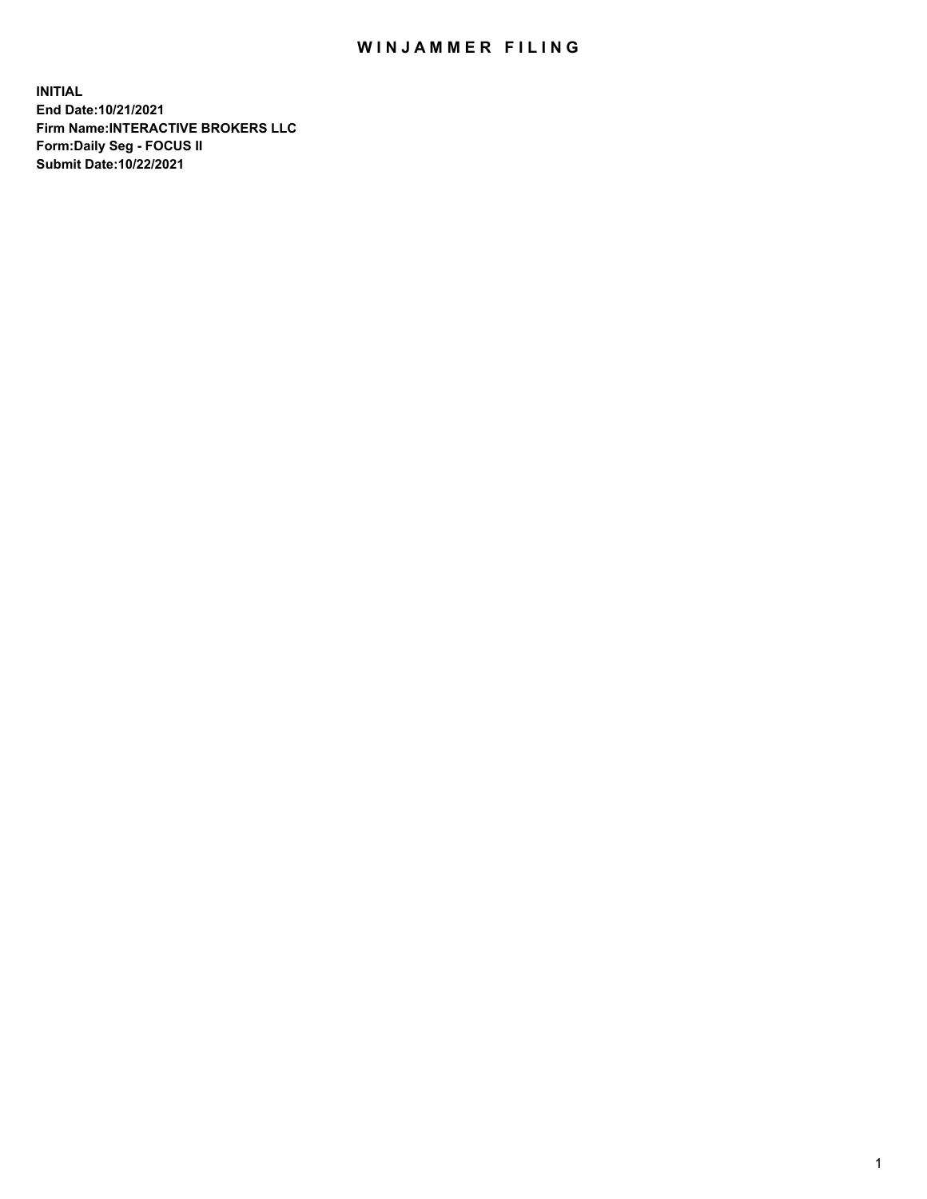# WINJAMMER FILING

**INITIAL**
**End Date:10/21/2021**
**Firm Name:INTERACTIVE BROKERS LLC**
**Form:Daily Seg - FOCUS II**
**Submit Date:10/22/2021**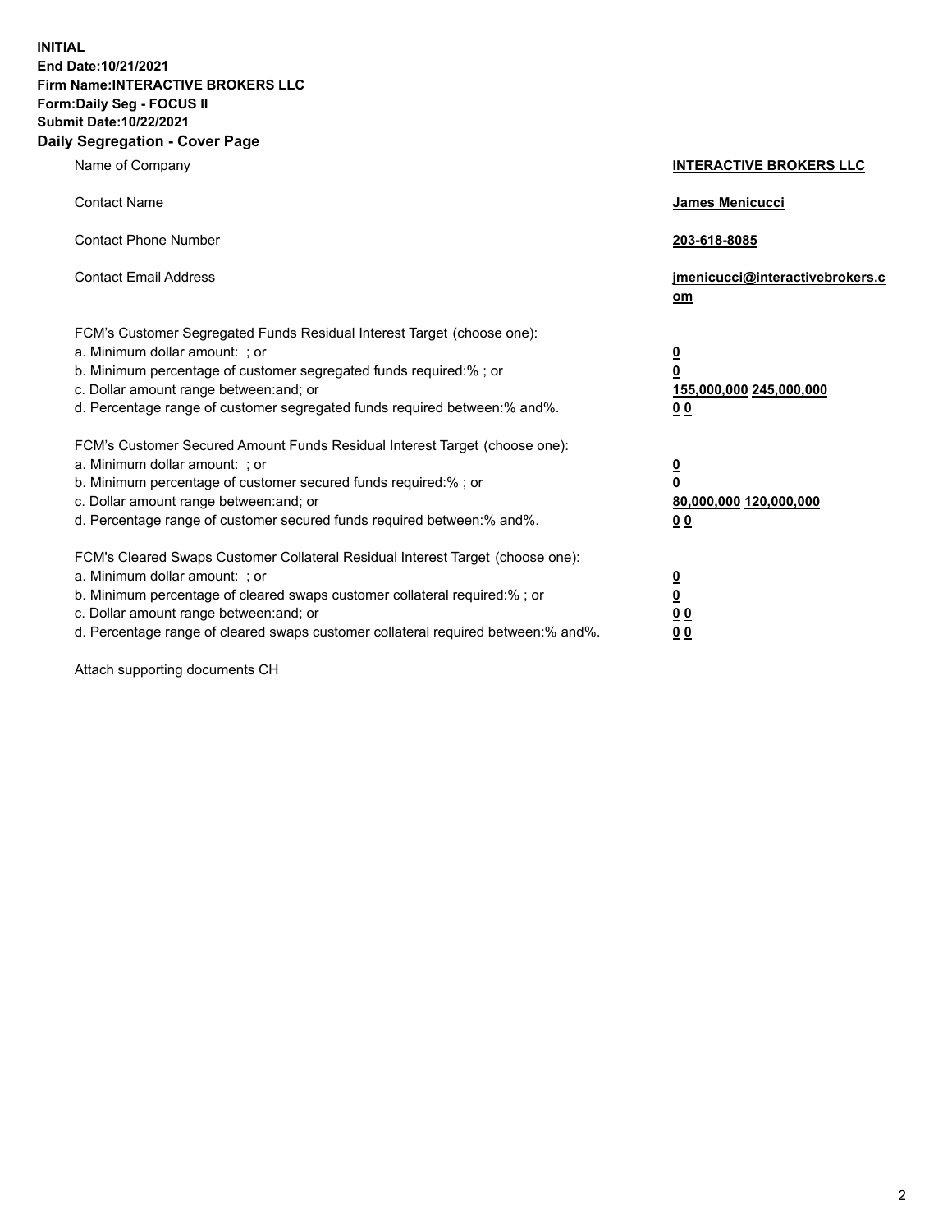**INITIAL**
**End Date:10/21/2021**
**Firm Name:INTERACTIVE BROKERS LLC**
**Form:Daily Seg - FOCUS II**
**Submit Date:10/22/2021**

## Daily Segregation - Cover Page

| | |
|---|---|
| Name of Company | **INTERACTIVE BROKERS LLC** |
| Contact Name | **James Menicucci** |
| Contact Phone Number | **203-618-8085** |
| Contact Email Address | **jmenicucci@interactivebrokers.com** |
| FCM's Customer Segregated Funds Residual Interest Target (choose one): | |
| a. Minimum dollar amount: ; or | **0** |
| b. Minimum percentage of customer segregated funds required:% ; or | **0** |
| c. Dollar amount range between:and; or | **155,000,000 245,000,000** |
| d. Percentage range of customer segregated funds required between:% and%. | **0 0** |
| FCM's Customer Secured Amount Funds Residual Interest Target (choose one): | |
| a. Minimum dollar amount: ; or | **0** |
| b. Minimum percentage of customer secured funds required:% ; or | **0** |
| c. Dollar amount range between:and; or | **80,000,000 120,000,000** |
| d. Percentage range of customer secured funds required between:% and%. | **0 0** |
| FCM's Cleared Swaps Customer Collateral Residual Interest Target (choose one): | |
| a. Minimum dollar amount: ; or | **0** |
| b. Minimum percentage of cleared swaps customer collateral required:% ; or | **0** |
| c. Dollar amount range between:and; or | **0 0** |
| d. Percentage range of cleared swaps customer collateral required between:% and%. | **0 0** |

Attach supporting documents CH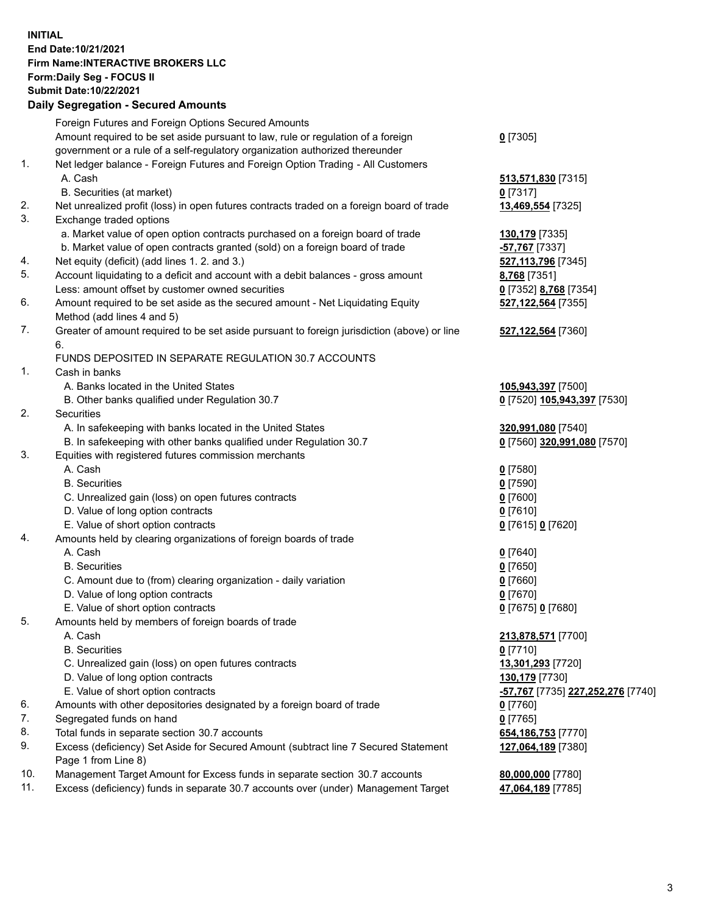**INITIAL**
**End Date:10/21/2021**
**Firm Name:INTERACTIVE BROKERS LLC**
**Form:Daily Seg - FOCUS II**
**Submit Date:10/22/2021**

## Daily Segregation - Secured Amounts

| | | |
|---|---|---|
| | Foreign Futures and Foreign Options Secured Amounts | |
| | Amount required to be set aside pursuant to law, rule or regulation of a foreign government or a rule of a self-regulatory organization authorized thereunder | **0** [7305] |
| 1. | Net ledger balance - Foreign Futures and Foreign Option Trading - All Customers | |
| | A. Cash | **513,571,830** [7315] |
| | B. Securities (at market) | **0** [7317] |
| 2. | Net unrealized profit (loss) in open futures contracts traded on a foreign board of trade | **13,469,554** [7325] |
| 3. | Exchange traded options | |
| | a. Market value of open option contracts purchased on a foreign board of trade | **130,179** [7335] |
| | b. Market value of open contracts granted (sold) on a foreign board of trade | **-57,767** [7337] |
| 4. | Net equity (deficit) (add lines 1. 2. and 3.) | **527,113,796** [7345] |
| 5. | Account liquidating to a deficit and account with a debit balances - gross amount | **8,768** [7351] |
| | Less: amount offset by customer owned securities | **0** [7352] **8,768** [7354] |
| 6. | Amount required to be set aside as the secured amount - Net Liquidating Equity Method (add lines 4 and 5) | **527,122,564** [7355] |
| 7. | Greater of amount required to be set aside pursuant to foreign jurisdiction (above) or line 6. | **527,122,564** [7360] |
| | FUNDS DEPOSITED IN SEPARATE REGULATION 30.7 ACCOUNTS | |
| 1. | Cash in banks | |
| | A. Banks located in the United States | **105,943,397** [7500] |
| | B. Other banks qualified under Regulation 30.7 | **0** [7520] **105,943,397** [7530] |
| 2. | Securities | |
| | A. In safekeeping with banks located in the United States | **320,991,080** [7540] |
| | B. In safekeeping with other banks qualified under Regulation 30.7 | **0** [7560] **320,991,080** [7570] |
| 3. | Equities with registered futures commission merchants | |
| | A. Cash | **0** [7580] |
| | B. Securities | **0** [7590] |
| | C. Unrealized gain (loss) on open futures contracts | **0** [7600] |
| | D. Value of long option contracts | **0** [7610] |
| | E. Value of short option contracts | **0** [7615] **0** [7620] |
| 4. | Amounts held by clearing organizations of foreign boards of trade | |
| | A. Cash | **0** [7640] |
| | B. Securities | **0** [7650] |
| | C. Amount due to (from) clearing organization - daily variation | **0** [7660] |
| | D. Value of long option contracts | **0** [7670] |
| | E. Value of short option contracts | **0** [7675] **0** [7680] |
| 5. | Amounts held by members of foreign boards of trade | |
| | A. Cash | **213,878,571** [7700] |
| | B. Securities | **0** [7710] |
| | C. Unrealized gain (loss) on open futures contracts | **13,301,293** [7720] |
| | D. Value of long option contracts | **130,179** [7730] |
| | E. Value of short option contracts | **-57,767** [7735] **227,252,276** [7740] |
| 6. | Amounts with other depositories designated by a foreign board of trade | **0** [7760] |
| 7. | Segregated funds on hand | **0** [7765] |
| 8. | Total funds in separate section 30.7 accounts | **654,186,753** [7770] |
| 9. | Excess (deficiency) Set Aside for Secured Amount (subtract line 7 Secured Statement Page 1 from Line 8) | **127,064,189** [7380] |
| 10. | Management Target Amount for Excess funds in separate section 30.7 accounts | **80,000,000** [7780] |
| 11. | Excess (deficiency) funds in separate 30.7 accounts over (under) Management Target | **47,064,189** [7785] |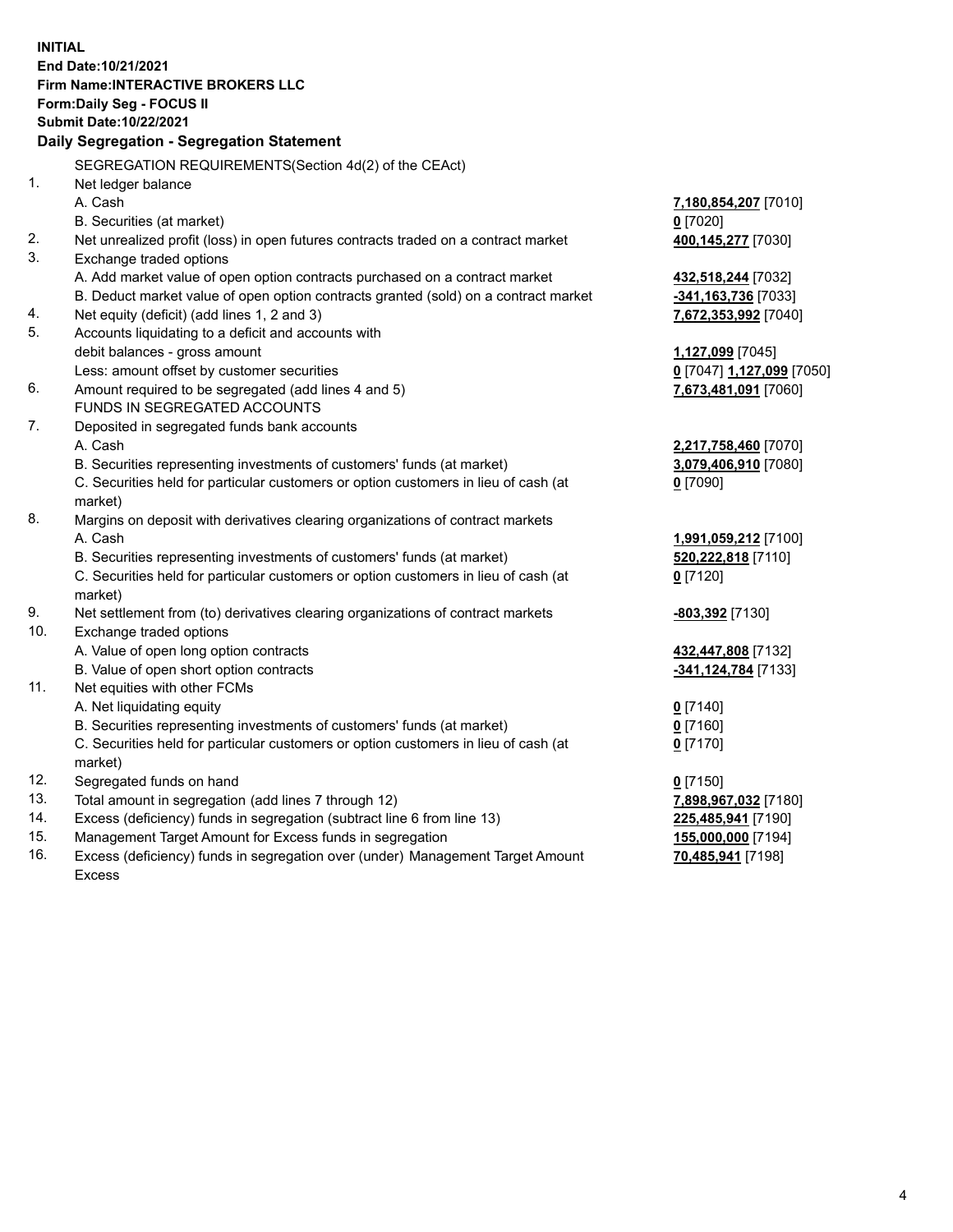**INITIAL**
**End Date:10/21/2021**
**Firm Name:INTERACTIVE BROKERS LLC**
**Form:Daily Seg - FOCUS II**
**Submit Date:10/22/2021**

**Daily Segregation - Segregation Statement**

| | | |
|---|---|---|
| | SEGREGATION REQUIREMENTS(Section 4d(2) of the CEAct) | |
| 1. | Net ledger balance | |
| | A. Cash | **7,180,854,207** [7010] |
| | B. Securities (at market) | **0** [7020] |
| 2. | Net unrealized profit (loss) in open futures contracts traded on a contract market | **400,145,277** [7030] |
| 3. | Exchange traded options | |
| | A. Add market value of open option contracts purchased on a contract market | **432,518,244** [7032] |
| | B. Deduct market value of open option contracts granted (sold) on a contract market | **-341,163,736** [7033] |
| 4. | Net equity (deficit) (add lines 1, 2 and 3) | **7,672,353,992** [7040] |
| 5. | Accounts liquidating to a deficit and accounts with debit balances - gross amount | **1,127,099** [7045] |
| | Less: amount offset by customer securities | **0** [7047] **1,127,099** [7050] |
| 6. | Amount required to be segregated (add lines 4 and 5) | **7,673,481,091** [7060] |
| | FUNDS IN SEGREGATED ACCOUNTS | |
| 7. | Deposited in segregated funds bank accounts | |
| | A. Cash | **2,217,758,460** [7070] |
| | B. Securities representing investments of customers' funds (at market) | **3,079,406,910** [7080] |
| | C. Securities held for particular customers or option customers in lieu of cash (at market) | **0** [7090] |
| 8. | Margins on deposit with derivatives clearing organizations of contract markets | |
| | A. Cash | **1,991,059,212** [7100] |
| | B. Securities representing investments of customers' funds (at market) | **520,222,818** [7110] |
| | C. Securities held for particular customers or option customers in lieu of cash (at market) | **0** [7120] |
| 9. | Net settlement from (to) derivatives clearing organizations of contract markets | **-803,392** [7130] |
| 10. | Exchange traded options | |
| | A. Value of open long option contracts | **432,447,808** [7132] |
| | B. Value of open short option contracts | **-341,124,784** [7133] |
| 11. | Net equities with other FCMs | |
| | A. Net liquidating equity | **0** [7140] |
| | B. Securities representing investments of customers' funds (at market) | **0** [7160] |
| | C. Securities held for particular customers or option customers in lieu of cash (at market) | **0** [7170] |
| 12. | Segregated funds on hand | **0** [7150] |
| 13. | Total amount in segregation (add lines 7 through 12) | **7,898,967,032** [7180] |
| 14. | Excess (deficiency) funds in segregation (subtract line 6 from line 13) | **225,485,941** [7190] |
| 15. | Management Target Amount for Excess funds in segregation | **155,000,000** [7194] |
| 16. | Excess (deficiency) funds in segregation over (under) Management Target Amount Excess | **70,485,941** [7198] |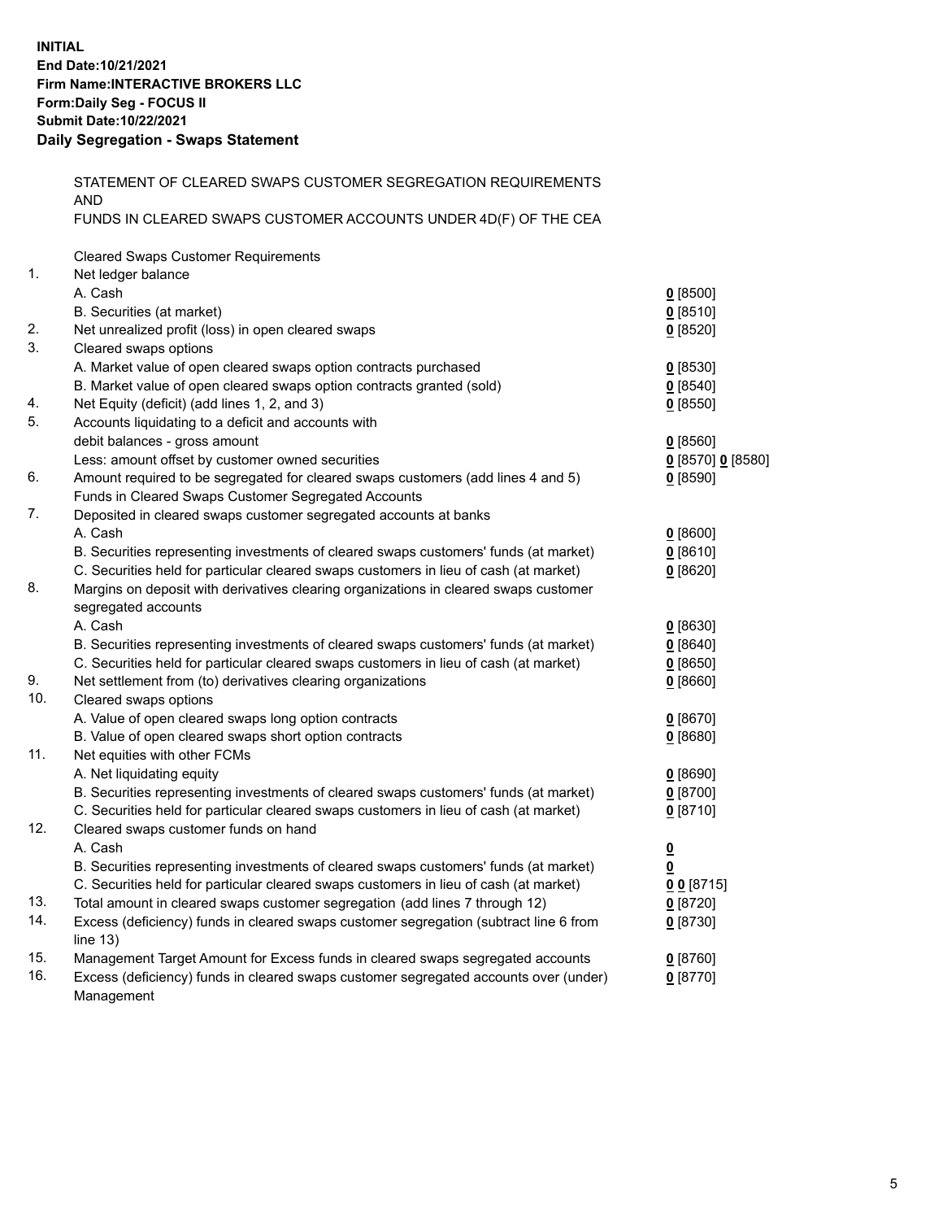**INITIAL**
**End Date:10/21/2021**
**Firm Name:INTERACTIVE BROKERS LLC**
**Form:Daily Seg - FOCUS II**
**Submit Date:10/22/2021**
**Daily Segregation - Swaps Statement**

STATEMENT OF CLEARED SWAPS CUSTOMER SEGREGATION REQUIREMENTS AND FUNDS IN CLEARED SWAPS CUSTOMER ACCOUNTS UNDER 4D(F) OF THE CEA

| | | |
|---|---|---|
| | Cleared Swaps Customer Requirements | |
| 1. | Net ledger balance | |
| | A. Cash | 0 [8500] |
| | B. Securities (at market) | 0 [8510] |
| 2. | Net unrealized profit (loss) in open cleared swaps | 0 [8520] |
| 3. | Cleared swaps options | |
| | A. Market value of open cleared swaps option contracts purchased | 0 [8530] |
| | B. Market value of open cleared swaps option contracts granted (sold) | 0 [8540] |
| 4. | Net Equity (deficit) (add lines 1, 2, and 3) | 0 [8550] |
| 5. | Accounts liquidating to a deficit and accounts with debit balances - gross amount | 0 [8560] |
| | Less: amount offset by customer owned securities | 0 [8570] 0 [8580] |
| 6. | Amount required to be segregated for cleared swaps customers (add lines 4 and 5) | 0 [8590] |
| | Funds in Cleared Swaps Customer Segregated Accounts | |
| 7. | Deposited in cleared swaps customer segregated accounts at banks | |
| | A. Cash | 0 [8600] |
| | B. Securities representing investments of cleared swaps customers' funds (at market) | 0 [8610] |
| | C. Securities held for particular cleared swaps customers in lieu of cash (at market) | 0 [8620] |
| 8. | Margins on deposit with derivatives clearing organizations in cleared swaps customer segregated accounts | |
| | A. Cash | 0 [8630] |
| | B. Securities representing investments of cleared swaps customers' funds (at market) | 0 [8640] |
| | C. Securities held for particular cleared swaps customers in lieu of cash (at market) | 0 [8650] |
| 9. | Net settlement from (to) derivatives clearing organizations | 0 [8660] |
| 10. | Cleared swaps options | |
| | A. Value of open cleared swaps long option contracts | 0 [8670] |
| | B. Value of open cleared swaps short option contracts | 0 [8680] |
| 11. | Net equities with other FCMs | |
| | A. Net liquidating equity | 0 [8690] |
| | B. Securities representing investments of cleared swaps customers' funds (at market) | 0 [8700] |
| | C. Securities held for particular cleared swaps customers in lieu of cash (at market) | 0 [8710] |
| 12. | Cleared swaps customer funds on hand | |
| | A. Cash | 0 |
| | B. Securities representing investments of cleared swaps customers' funds (at market) | 0 |
| | C. Securities held for particular cleared swaps customers in lieu of cash (at market) | 0 0 [8715] |
| 13. | Total amount in cleared swaps customer segregation (add lines 7 through 12) | 0 [8720] |
| 14. | Excess (deficiency) funds in cleared swaps customer segregation (subtract line 6 from line 13) | 0 [8730] |
| 15. | Management Target Amount for Excess funds in cleared swaps segregated accounts | 0 [8760] |
| 16. | Excess (deficiency) funds in cleared swaps customer segregated accounts over (under) Management | 0 [8770] |